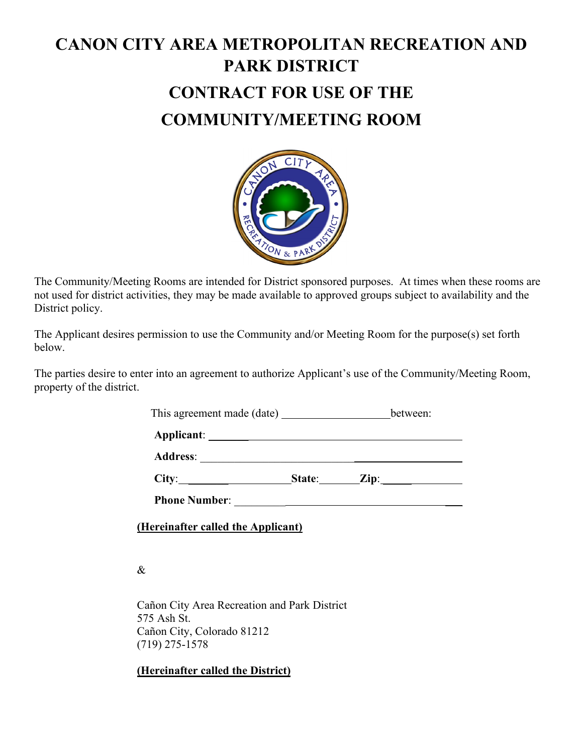# CANON CITY AREA METROPOLITAN RECREATION AND PARK DISTRICT

# CONTRACT FOR USE OF THE COMMUNITY/MEETING ROOM

The Community/Meeting Rooms are intended for District sponsored purposes. At times when these rooms are not used for district activities, they may be made available to approved groups subject to availability and the District policy.

The Applicant desires permission to use the Community and/or Meeting Room for the purpose(s) set forth below.

The parties desire to enter into an agreement to authorize Applicant's use of the Community/Meeting Room, property of the district.

This agreement made (date) ___________________ between:

**Applicant**: ______________________________________________

**Address**: _______________________________________________

**City**: ____________________ **State**: _______ **Zip**: ______________

**Phone Number**: __________________________________________

**(Hereinafter called the Applicant)**

&

Cañon City Area Recreation and Park District
575 Ash St.
Cañon City, Colorado 81212
(719) 275-1578

**(Hereinafter called the District)**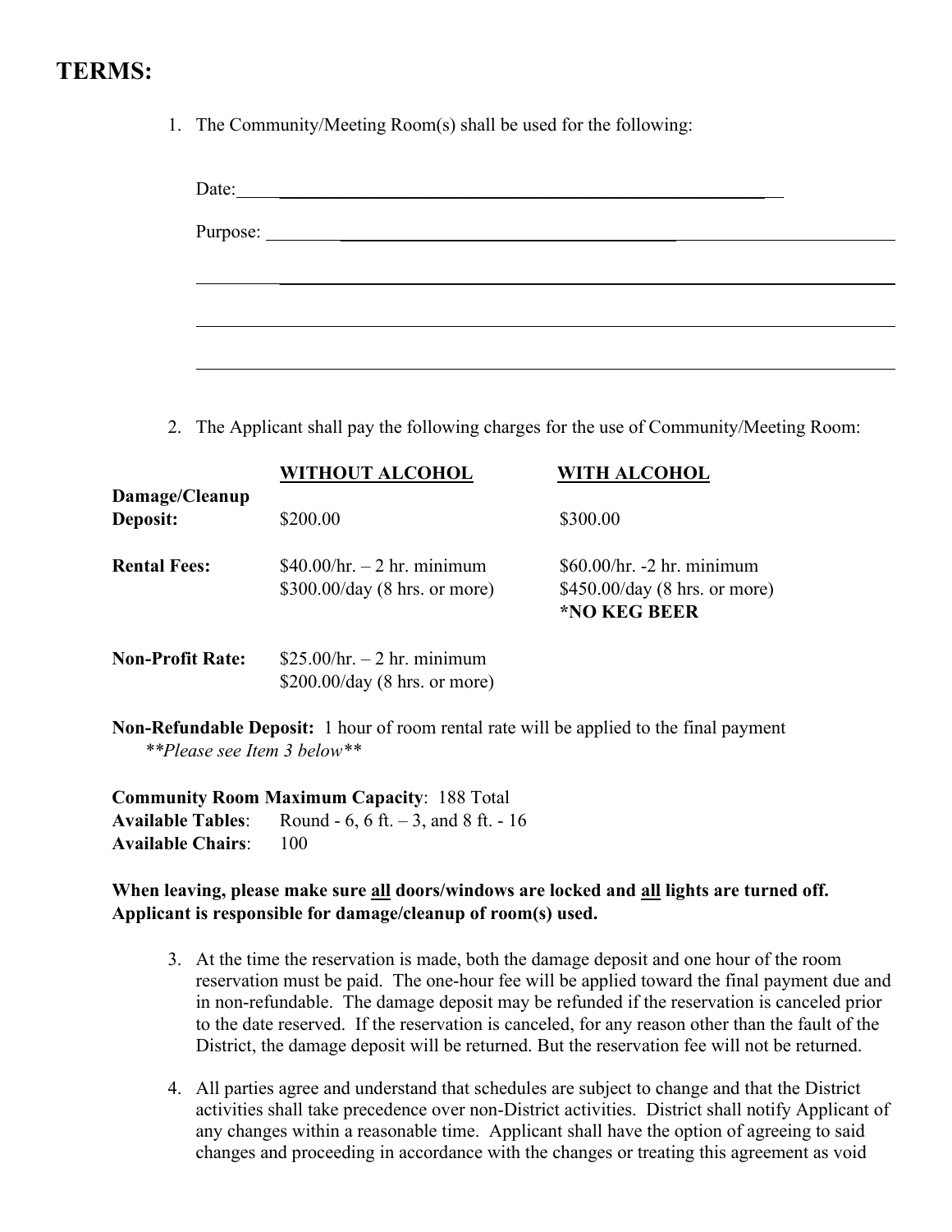# TERMS:

1. The Community/Meeting Room(s) shall be used for the following:

   Date: ______________________________________________

   Purpose: ______________________________________________

   ______________________________________________

   ______________________________________________

   ______________________________________________

2. The Applicant shall pay the following charges for the use of Community/Meeting Room:

| | WITHOUT ALCOHOL | WITH ALCOHOL |
|---|---|---|
| **Damage/Cleanup Deposit:** | \$200.00 | \$300.00 |
| **Rental Fees:** | \$40.00/hr. – 2 hr. minimum<br>\$300.00/day (8 hrs. or more) | \$60.00/hr. -2 hr. minimum<br>\$450.00/day (8 hrs. or more)<br>**\*NO KEG BEER** |
| **Non-Profit Rate:** | \$25.00/hr. – 2 hr. minimum<br>\$200.00/day (8 hrs. or more) | |

**Non-Refundable Deposit:** 1 hour of room rental rate will be applied to the final payment
*\*\*Please see Item 3 below\*\**

**Community Room Maximum Capacity**: 188 Total
**Available Tables**: Round - 6, 6 ft. – 3, and 8 ft. - 16
**Available Chairs**: 100

**When leaving, please make sure <u>all</u> doors/windows are locked and <u>all</u> lights are turned off. Applicant is responsible for damage/cleanup of room(s) used.**

3. At the time the reservation is made, both the damage deposit and one hour of the room reservation must be paid. The one-hour fee will be applied toward the final payment due and in non-refundable. The damage deposit may be refunded if the reservation is canceled prior to the date reserved. If the reservation is canceled, for any reason other than the fault of the District, the damage deposit will be returned. But the reservation fee will not be returned.

4. All parties agree and understand that schedules are subject to change and that the District activities shall take precedence over non-District activities. District shall notify Applicant of any changes within a reasonable time. Applicant shall have the option of agreeing to said changes and proceeding in accordance with the changes or treating this agreement as void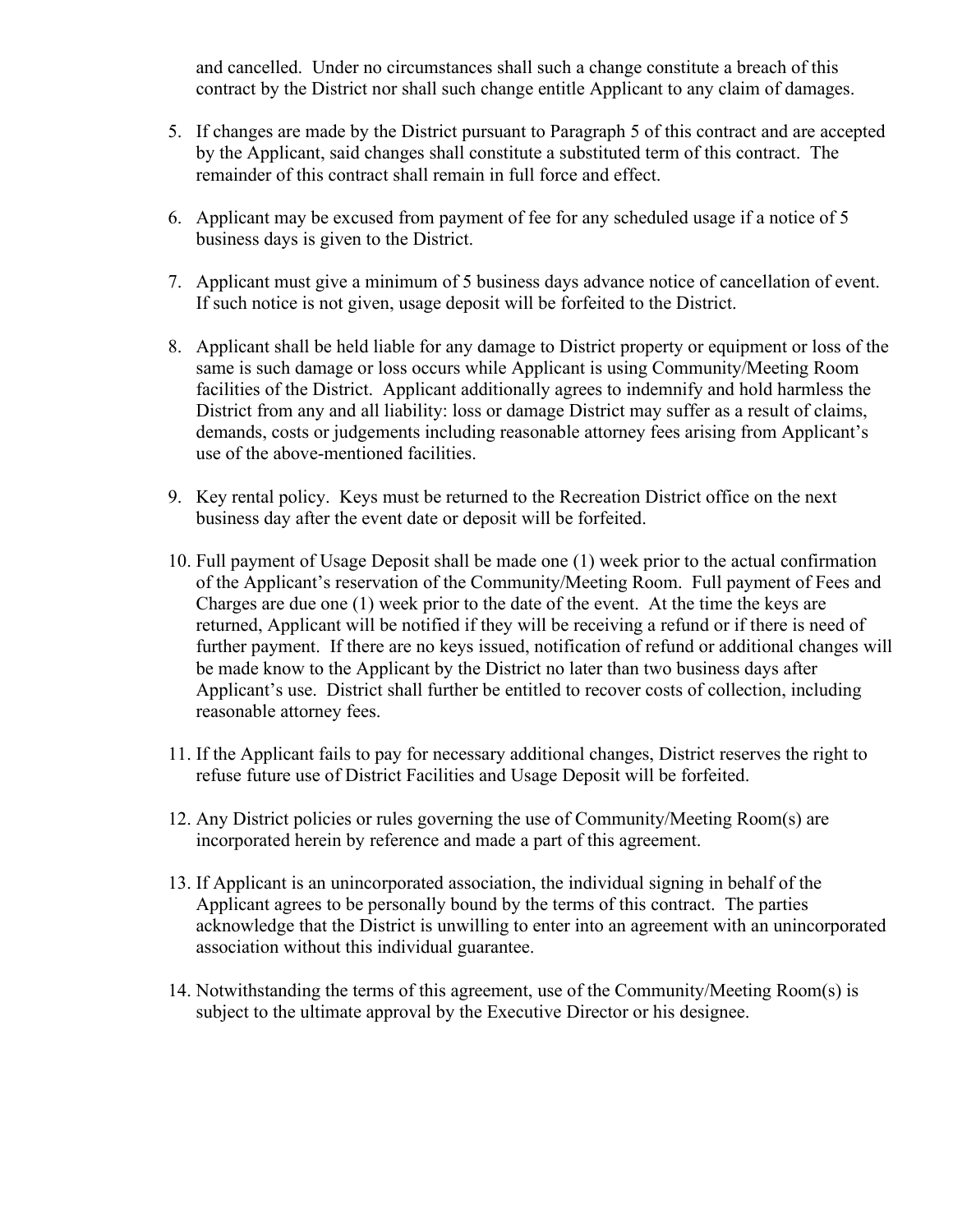and cancelled. Under no circumstances shall such a change constitute a breach of this contract by the District nor shall such change entitle Applicant to any claim of damages.

5. If changes are made by the District pursuant to Paragraph 5 of this contract and are accepted by the Applicant, said changes shall constitute a substituted term of this contract. The remainder of this contract shall remain in full force and effect.

6. Applicant may be excused from payment of fee for any scheduled usage if a notice of 5 business days is given to the District.

7. Applicant must give a minimum of 5 business days advance notice of cancellation of event. If such notice is not given, usage deposit will be forfeited to the District.

8. Applicant shall be held liable for any damage to District property or equipment or loss of the same is such damage or loss occurs while Applicant is using Community/Meeting Room facilities of the District. Applicant additionally agrees to indemnify and hold harmless the District from any and all liability: loss or damage District may suffer as a result of claims, demands, costs or judgements including reasonable attorney fees arising from Applicant's use of the above-mentioned facilities.

9. Key rental policy. Keys must be returned to the Recreation District office on the next business day after the event date or deposit will be forfeited.

10. Full payment of Usage Deposit shall be made one (1) week prior to the actual confirmation of the Applicant's reservation of the Community/Meeting Room. Full payment of Fees and Charges are due one (1) week prior to the date of the event. At the time the keys are returned, Applicant will be notified if they will be receiving a refund or if there is need of further payment. If there are no keys issued, notification of refund or additional changes will be made know to the Applicant by the District no later than two business days after Applicant's use. District shall further be entitled to recover costs of collection, including reasonable attorney fees.

11. If the Applicant fails to pay for necessary additional changes, District reserves the right to refuse future use of District Facilities and Usage Deposit will be forfeited.

12. Any District policies or rules governing the use of Community/Meeting Room(s) are incorporated herein by reference and made a part of this agreement.

13. If Applicant is an unincorporated association, the individual signing in behalf of the Applicant agrees to be personally bound by the terms of this contract. The parties acknowledge that the District is unwilling to enter into an agreement with an unincorporated association without this individual guarantee.

14. Notwithstanding the terms of this agreement, use of the Community/Meeting Room(s) is subject to the ultimate approval by the Executive Director or his designee.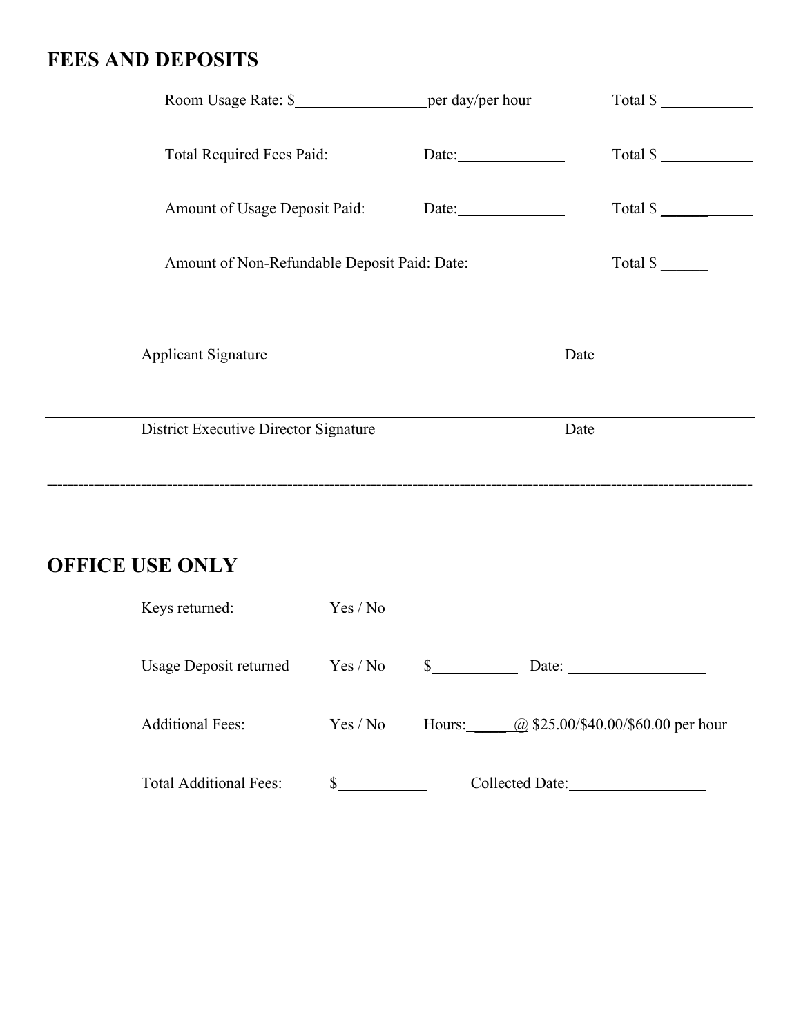## FEES AND DEPOSITS

Room Usage Rate: $_________________ per day/per hour Total $ ___________

Total Required Fees Paid: Date:_____________ Total $ ___________

Amount of Usage Deposit Paid: Date:_____________ Total $ ___________

Amount of Non-Refundable Deposit Paid: Date:___________ Total $ ___________

_______________________________________________________________________

Applicant Signature Date

_______________________________________________________________________

District Executive Director Signature Date

-----------------------------------------------------------------------------------------------------------------------------------

## OFFICE USE ONLY

Keys returned: Yes / No

Usage Deposit returned Yes / No $__________ Date: _________________

Additional Fees: Yes / No Hours:_____ @ $25.00/$40.00/$60.00 per hour

Total Additional Fees: $__________ Collected Date:________________